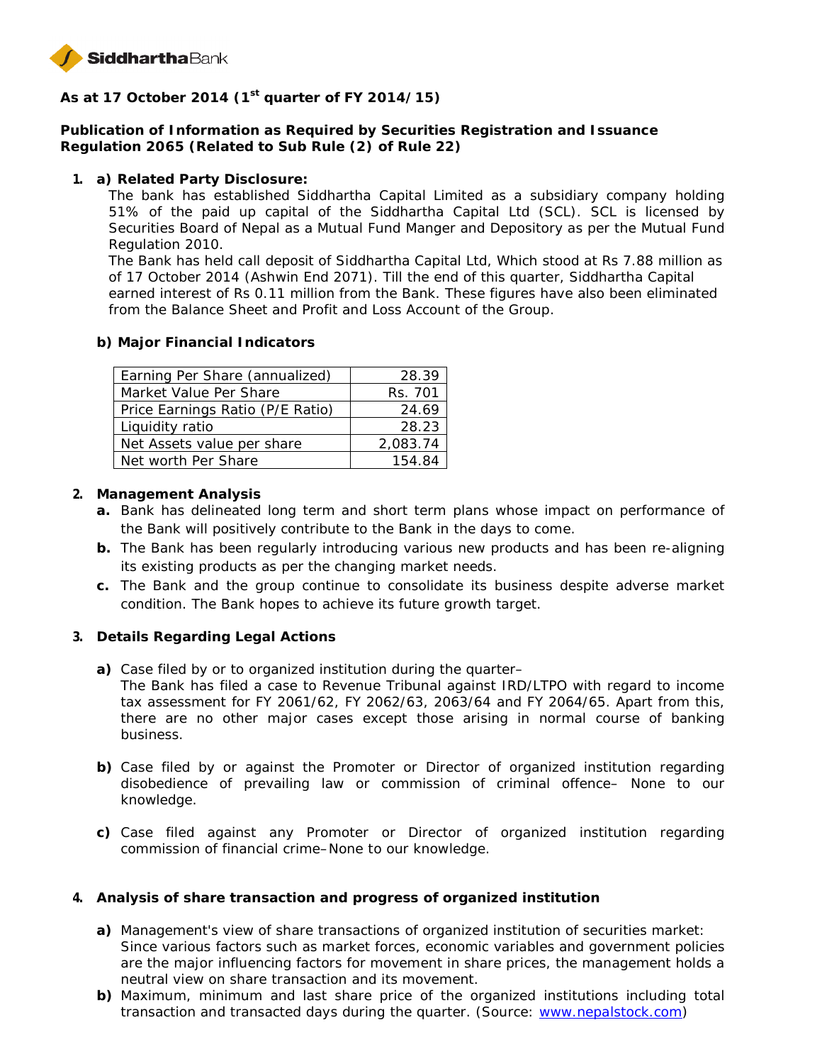SiddharthaBank

**As at 17 October 2014 (1st quarter of FY 2014/15)**

**Publication of Information as Required by Securities Registration and Issuance Regulation 2065 (Related to Sub Rule (2) of Rule 22)**

1. **a) Related Party Disclosure:**

   The bank has established Siddhartha Capital Limited as a subsidiary company holding 51% of the paid up capital of the Siddhartha Capital Ltd (SCL). SCL is licensed by Securities Board of Nepal as a Mutual Fund Manger and Depository as per the Mutual Fund Regulation 2010.

   The Bank has held call deposit of Siddhartha Capital Ltd, Which stood at Rs 7.88 million as of 17 October 2014 (Ashwin End 2071). Till the end of this quarter, Siddhartha Capital earned interest of Rs 0.11 million from the Bank. These figures have also been eliminated from the Balance Sheet and Profit and Loss Account of the Group.

   **b) Major Financial Indicators**

| | |
|---|---|
| Earning Per Share (annualized) | 28.39 |
| Market Value Per Share | Rs. 701 |
| Price Earnings Ratio (P/E Ratio) | 24.69 |
| Liquidity ratio | 28.23 |
| Net Assets value per share | 2,083.74 |
| Net worth Per Share | 154.84 |

2. **Management Analysis**
   - **a.** Bank has delineated long term and short term plans whose impact on performance of the Bank will positively contribute to the Bank in the days to come.
   - **b.** The Bank has been regularly introducing various new products and has been re-aligning its existing products as per the changing market needs.
   - **c.** The Bank and the group continue to consolidate its business despite adverse market condition. The Bank hopes to achieve its future growth target.

3. **Details Regarding Legal Actions**
   - **a)** Case filed by or to organized institution during the quarter–
     The Bank has filed a case to Revenue Tribunal against IRD/LTPO with regard to income tax assessment for FY 2061/62, FY 2062/63, 2063/64 and FY 2064/65. Apart from this, there are no other major cases except those arising in normal course of banking business.
   - **b)** Case filed by or against the Promoter or Director of organized institution regarding disobedience of prevailing law or commission of criminal offence– None to our knowledge.
   - **c)** Case filed against any Promoter or Director of organized institution regarding commission of financial crime–None to our knowledge.

4. **Analysis of share transaction and progress of organized institution**
   - **a)** Management's view of share transactions of organized institution of securities market:
     Since various factors such as market forces, economic variables and government policies are the major influencing factors for movement in share prices, the management holds a neutral view on share transaction and its movement.
   - **b)** Maximum, minimum and last share price of the organized institutions including total transaction and transacted days during the quarter. (Source: www.nepalstock.com)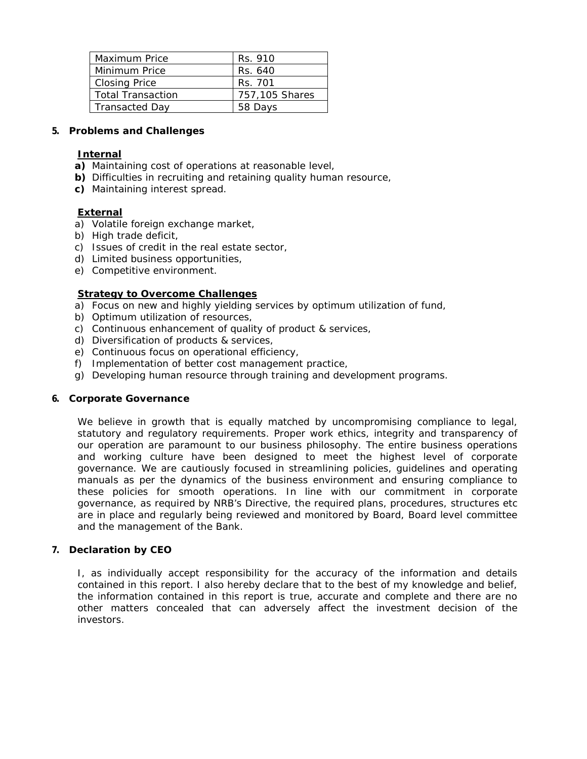| | |
|---|---|
| Maximum Price | Rs. 910 |
| Minimum Price | Rs. 640 |
| Closing Price | Rs. 701 |
| Total Transaction | 757,105 Shares |
| Transacted Day | 58 Days |

## 5. Problems and Challenges

**Internal**

**a)** Maintaining cost of operations at reasonable level,
**b)** Difficulties in recruiting and retaining quality human resource,
**c)** Maintaining interest spread.

**External**

a) Volatile foreign exchange market,
b) High trade deficit,
c) Issues of credit in the real estate sector,
d) Limited business opportunities,
e) Competitive environment.

**Strategy to Overcome Challenges**

a) Focus on new and highly yielding services by optimum utilization of fund,
b) Optimum utilization of resources,
c) Continuous enhancement of quality of product & services,
d) Diversification of products & services,
e) Continuous focus on operational efficiency,
f) Implementation of better cost management practice,
g) Developing human resource through training and development programs.

## 6. Corporate Governance

We believe in growth that is equally matched by uncompromising compliance to legal, statutory and regulatory requirements. Proper work ethics, integrity and transparency of our operation are paramount to our business philosophy. The entire business operations and working culture have been designed to meet the highest level of corporate governance. We are cautiously focused in streamlining policies, guidelines and operating manuals as per the dynamics of the business environment and ensuring compliance to these policies for smooth operations. In line with our commitment in corporate governance, as required by NRB's Directive, the required plans, procedures, structures etc are in place and regularly being reviewed and monitored by Board, Board level committee and the management of the Bank.

## 7. Declaration by CEO

I, as individually accept responsibility for the accuracy of the information and details contained in this report. I also hereby declare that to the best of my knowledge and belief, the information contained in this report is true, accurate and complete and there are no other matters concealed that can adversely affect the investment decision of the investors.